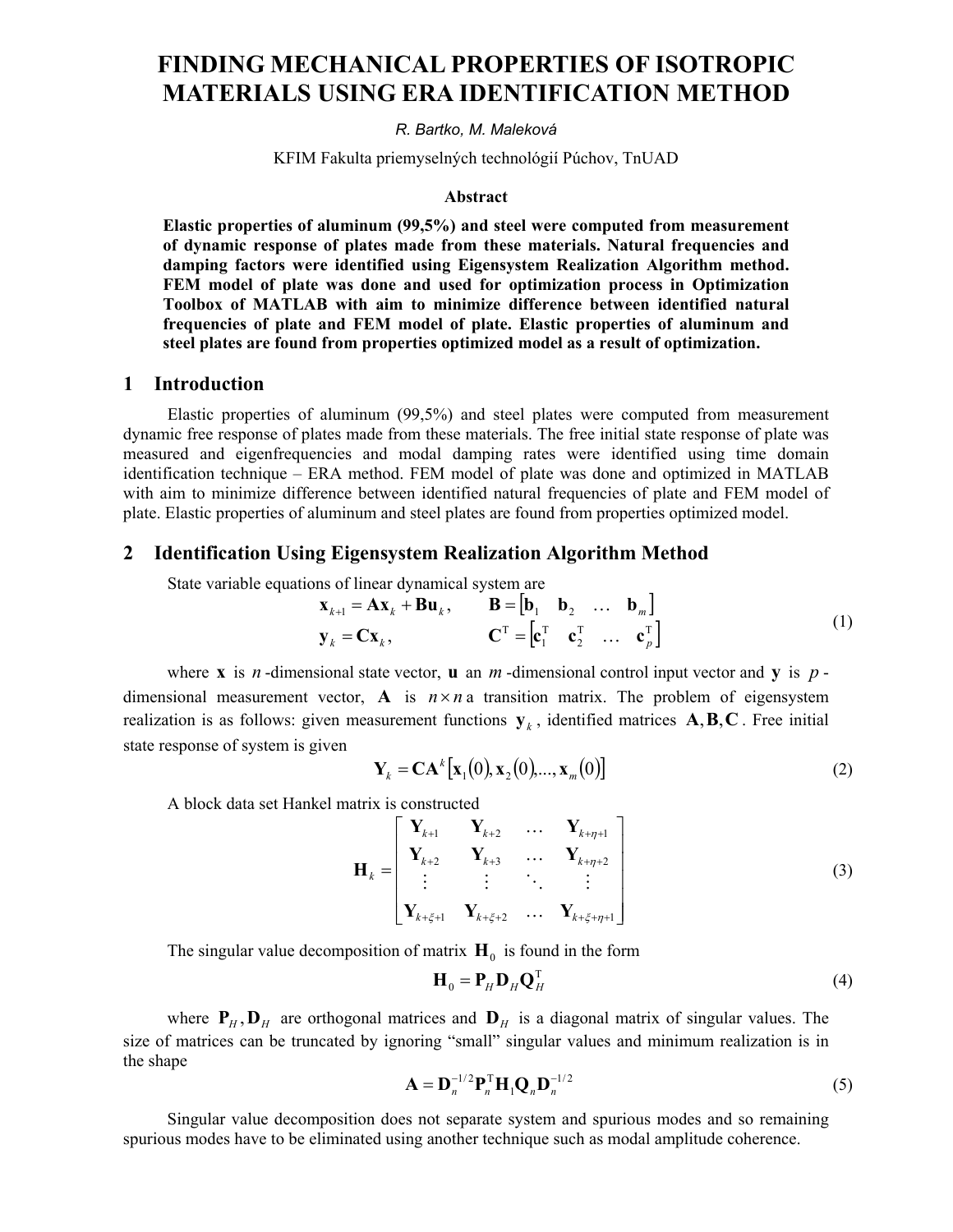# FINDING MECHANICAL PROPERTIES OF ISOTROPIC MATERIALS USING ERA IDENTIFICATION METHOD

*R. Bartko, M. Maleková*

KFIM Fakulta priemyselných technológií Púchov, TnUAD

### Abstract

**Elastic properties of aluminum (99,5%) and steel were computed from measurement of dynamic response of plates made from these materials. Natural frequencies and damping factors were identified using Eigensystem Realization Algorithm method. FEM model of plate was done and used for optimization process in Optimization Toolbox of MATLAB with aim to minimize difference between identified natural frequencies of plate and FEM model of plate. Elastic properties of aluminum and steel plates are found from properties optimized model as a result of optimization.**

## 1 Introduction

Elastic properties of aluminum (99,5%) and steel plates were computed from measurement dynamic free response of plates made from these materials. The free initial state response of plate was measured and eigenfrequencies and modal damping rates were identified using time domain identification technique – ERA method. FEM model of plate was done and optimized in MATLAB with aim to minimize difference between identified natural frequencies of plate and FEM model of plate. Elastic properties of aluminum and steel plates are found from properties optimized model.

## 2 Identification Using Eigensystem Realization Algorithm Method

State variable equations of linear dynamical system are

$$\begin{aligned} \mathbf{x}_{k+1} &= \mathbf{A}\mathbf{x}_k + \mathbf{B}\mathbf{u}_k, \qquad & \mathbf{B} &= \begin{bmatrix} \mathbf{b}_1 & \mathbf{b}_2 & \dots & \mathbf{b}_m \end{bmatrix} \\ \mathbf{y}_k &= \mathbf{C}\mathbf{x}_k, & \mathbf{C}^{\mathrm{T}} &= \begin{bmatrix} \mathbf{c}_1^{\mathrm{T}} & \mathbf{c}_2^{\mathrm{T}} & \dots & \mathbf{c}_p^{\mathrm{T}} \end{bmatrix} \end{aligned} \tag{1}$$

where $\mathbf{x}$ is $n$-dimensional state vector, $\mathbf{u}$ an $m$-dimensional control input vector and $\mathbf{y}$ is $p$-dimensional measurement vector, $\mathbf{A}$ is $n \times n$ a transition matrix. The problem of eigensystem realization is as follows: given measurement functions $\mathbf{y}_k$, identified matrices $\mathbf{A}, \mathbf{B}, \mathbf{C}$. Free initial state response of system is given

$$\mathbf{Y}_k = \mathbf{C}\mathbf{A}^k \left[ \mathbf{x}_1(0), \mathbf{x}_2(0), \dots, \mathbf{x}_m(0) \right] \tag{2}$$

A block data set Hankel matrix is constructed

$$\mathbf{H}_k = \begin{bmatrix} \mathbf{Y}_{k+1} & \mathbf{Y}_{k+2} & \dots & \mathbf{Y}_{k+\eta+1} \\ \mathbf{Y}_{k+2} & \mathbf{Y}_{k+3} & \dots & \mathbf{Y}_{k+\eta+2} \\ \vdots & \vdots & \ddots & \vdots \\ \mathbf{Y}_{k+\xi+1} & \mathbf{Y}_{k+\xi+2} & \dots & \mathbf{Y}_{k+\xi+\eta+1} \end{bmatrix} \tag{3}$$

The singular value decomposition of matrix $\mathbf{H}_0$ is found in the form

$$\mathbf{H}_0 = \mathbf{P}_H \mathbf{D}_H \mathbf{Q}_H^{\mathrm{T}} \tag{4}$$

where $\mathbf{P}_H, \mathbf{D}_H$ are orthogonal matrices and $\mathbf{D}_H$ is a diagonal matrix of singular values. The size of matrices can be truncated by ignoring "small" singular values and minimum realization is in the shape

$$\mathbf{A} = \mathbf{D}_n^{-1/2} \mathbf{P}_n^{\mathrm{T}} \mathbf{H}_1 \mathbf{Q}_n \mathbf{D}_n^{-1/2} \tag{5}$$

Singular value decomposition does not separate system and spurious modes and so remaining spurious modes have to be eliminated using another technique such as modal amplitude coherence.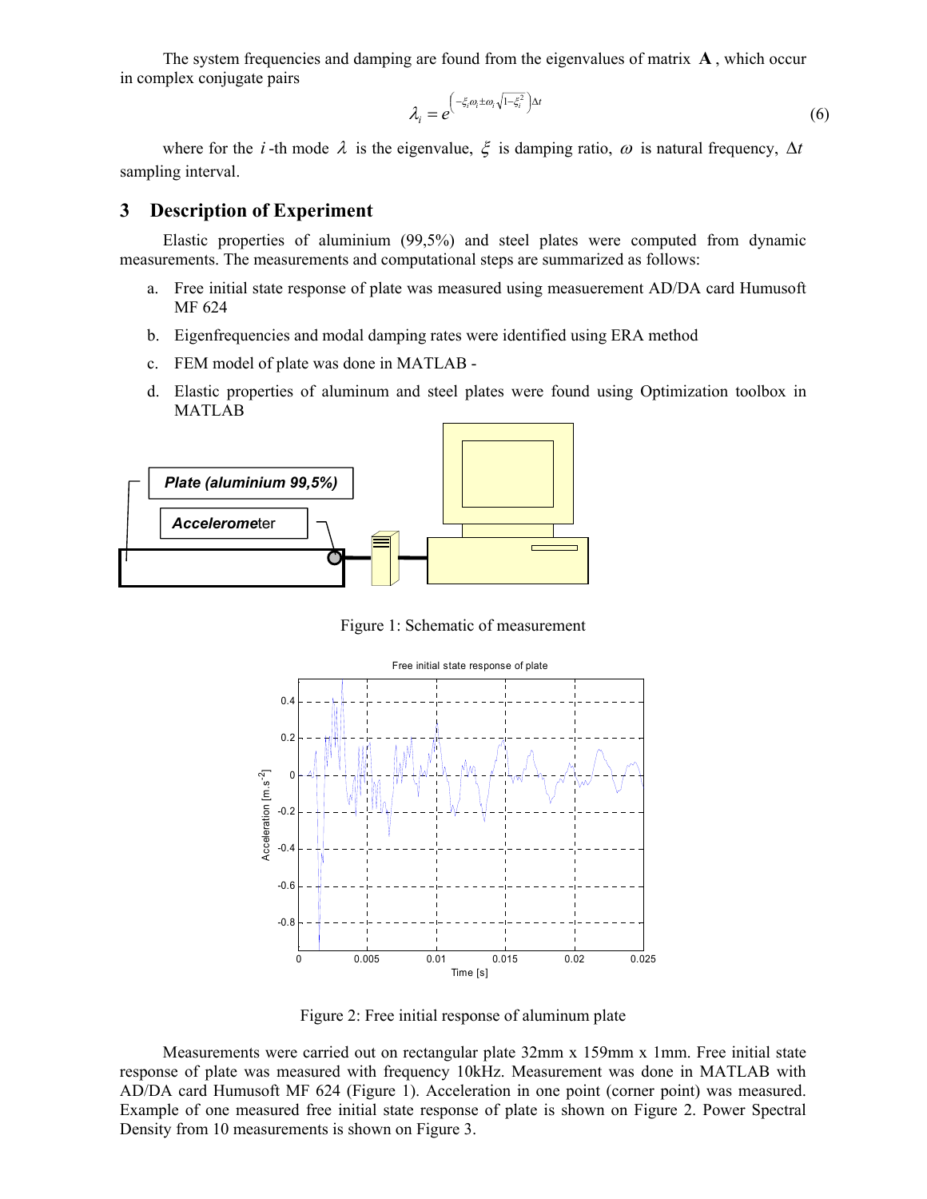The system frequencies and damping are found from the eigenvalues of matrix $\mathbf{A}$, which occur in complex conjugate pairs

$$\lambda_i = e^{\left(-\xi_i \omega_i \pm \omega_i \sqrt{1-\xi_i^2}\right)\Delta t} \tag{6}$$

where for the $i$-th mode $\lambda$ is the eigenvalue, $\xi$ is damping ratio, $\omega$ is natural frequency, $\Delta t$ sampling interval.

## 3 Description of Experiment

Elastic properties of aluminium (99,5%) and steel plates were computed from dynamic measurements. The measurements and computational steps are summarized as follows:

a. Free initial state response of plate was measured using measuerement AD/DA card Humusoft MF 624

b. Eigenfrequencies and modal damping rates were identified using ERA method

c. FEM model of plate was done in MATLAB -

d. Elastic properties of aluminum and steel plates were found using Optimization toolbox in MATLAB

Figure 1: Schematic of measurement

Figure 2: Free initial response of aluminum plate

Measurements were carried out on rectangular plate 32mm x 159mm x 1mm. Free initial state response of plate was measured with frequency 10kHz. Measurement was done in MATLAB with AD/DA card Humusoft MF 624 (Figure 1). Acceleration in one point (corner point) was measured. Example of one measured free initial state response of plate is shown on Figure 2. Power Spectral Density from 10 measurements is shown on Figure 3.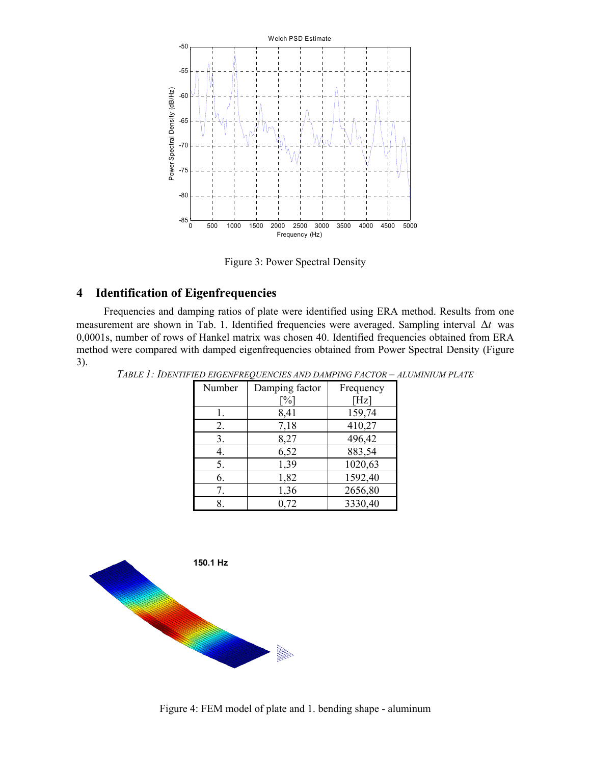Figure 3: Power Spectral Density

## 4 Identification of Eigenfrequencies

Frequencies and damping ratios of plate were identified using ERA method. Results from one measurement are shown in Tab. 1. Identified frequencies were averaged. Sampling interval $\Delta t$ was 0,0001s, number of rows of Hankel matrix was chosen 40. Identified frequencies obtained from ERA method were compared with damped eigenfrequencies obtained from Power Spectral Density (Figure 3).

*TABLE 1: IDENTIFIED EIGENFREQUENCIES AND DAMPING FACTOR – ALUMINIUM PLATE*

| Number | Damping factor [%] | Frequency [Hz] |
|---|---|---|
| 1. | 8,41 | 159,74 |
| 2. | 7,18 | 410,27 |
| 3. | 8,27 | 496,42 |
| 4. | 6,52 | 883,54 |
| 5. | 1,39 | 1020,63 |
| 6. | 1,82 | 1592,40 |
| 7. | 1,36 | 2656,80 |
| 8. | 0,72 | 3330,40 |

Figure 4: FEM model of plate and 1. bending shape - aluminum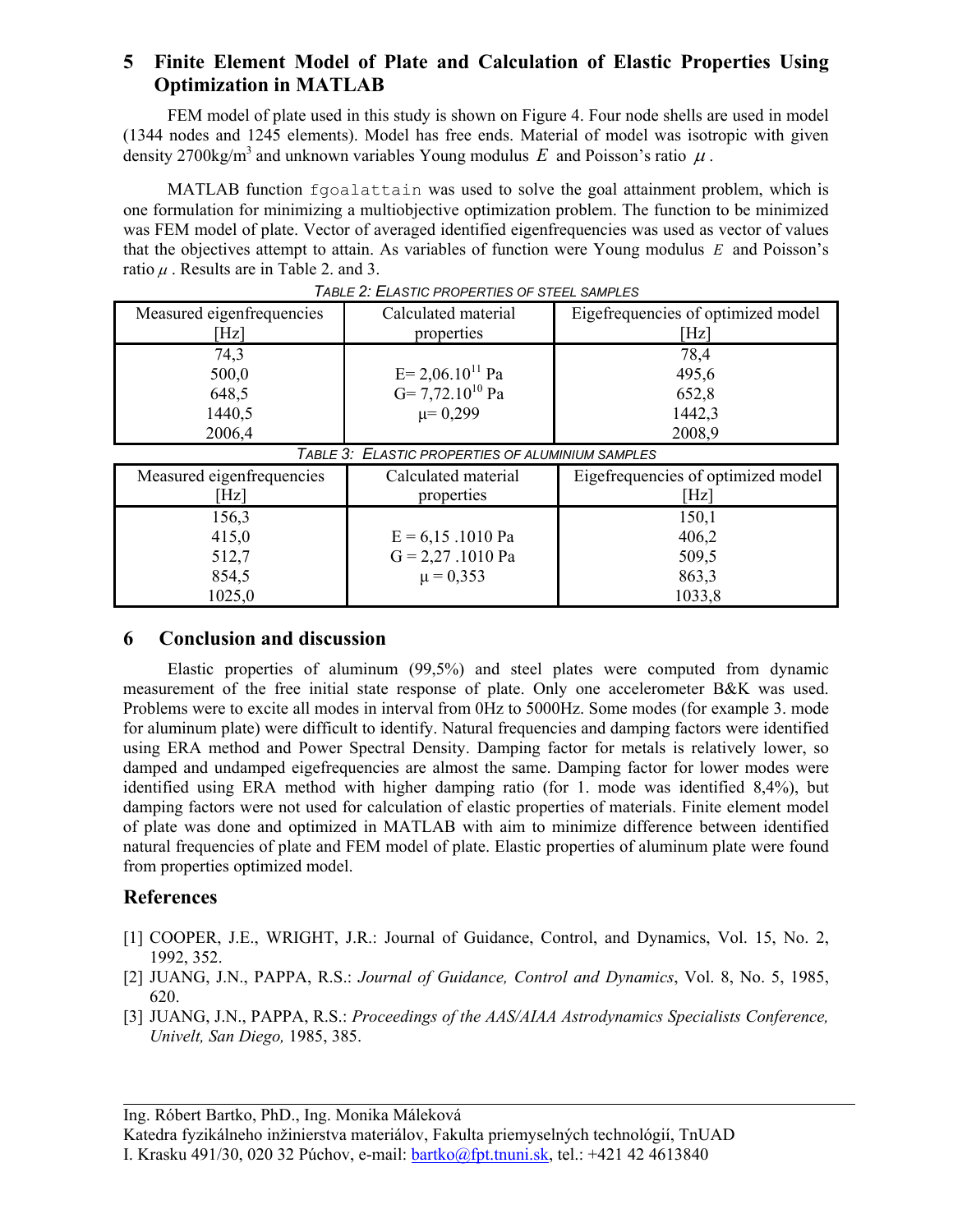## 5 Finite Element Model of Plate and Calculation of Elastic Properties Using Optimization in MATLAB

FEM model of plate used in this study is shown on Figure 4. Four node shells are used in model (1344 nodes and 1245 elements). Model has free ends. Material of model was isotropic with given density 2700kg/m$^3$ and unknown variables Young modulus $E$ and Poisson's ratio $\mu$.

MATLAB function `fgoalattain` was used to solve the goal attainment problem, which is one formulation for minimizing a multiobjective optimization problem. The function to be minimized was FEM model of plate. Vector of averaged identified eigenfrequencies was used as vector of values that the objectives attempt to attain. As variables of function were Young modulus $E$ and Poisson's ratio $\mu$. Results are in Table 2. and 3.

TABLE 2: ELASTIC PROPERTIES OF STEEL SAMPLES

| Measured eigenfrequencies [Hz] | Calculated material properties | Eigefrequencies of optimized model [Hz] |
|---|---|---|
| 74,3 | | 78,4 |
| 500,0 | E= 2,06.10$^{11}$ Pa | 495,6 |
| 648,5 | G= 7,72.10$^{10}$ Pa | 652,8 |
| 1440,5 | μ= 0,299 | 1442,3 |
| 2006,4 | | 2008,9 |

TABLE 3: ELASTIC PROPERTIES OF ALUMINIUM SAMPLES

| Measured eigenfrequencies [Hz] | Calculated material properties | Eigefrequencies of optimized model [Hz] |
|---|---|---|
| 156,3 | | 150,1 |
| 415,0 | E = 6,15 .1010 Pa | 406,2 |
| 512,7 | G = 2,27 .1010 Pa | 509,5 |
| 854,5 | μ = 0,353 | 863,3 |
| 1025,0 | | 1033,8 |

## 6 Conclusion and discussion

Elastic properties of aluminum (99,5%) and steel plates were computed from dynamic measurement of the free initial state response of plate. Only one accelerometer B&K was used. Problems were to excite all modes in interval from 0Hz to 5000Hz. Some modes (for example 3. mode for aluminum plate) were difficult to identify. Natural frequencies and damping factors were identified using ERA method and Power Spectral Density. Damping factor for metals is relatively lower, so damped and undamped eigefrequencies are almost the same. Damping factor for lower modes were identified using ERA method with higher damping ratio (for 1. mode was identified 8,4%), but damping factors were not used for calculation of elastic properties of materials. Finite element model of plate was done and optimized in MATLAB with aim to minimize difference between identified natural frequencies of plate and FEM model of plate. Elastic properties of aluminum plate were found from properties optimized model.

## References

[1] COOPER, J.E., WRIGHT, J.R.: Journal of Guidance, Control, and Dynamics, Vol. 15, No. 2, 1992, 352.

[2] JUANG, J.N., PAPPA, R.S.: *Journal of Guidance, Control and Dynamics*, Vol. 8, No. 5, 1985, 620.

[3] JUANG, J.N., PAPPA, R.S.: *Proceedings of the AAS/AIAA Astrodynamics Specialists Conference, Univelt, San Diego,* 1985, 385.

---

Ing. Róbert Bartko, PhD., Ing. Monika Máleková
Katedra fyzikálneho inžinierstva materiálov, Fakulta priemyselných technológií, TnUAD
I. Krasku 491/30, 020 32 Púchov, e-mail: bartko@fpt.tnuni.sk, tel.: +421 42 4613840